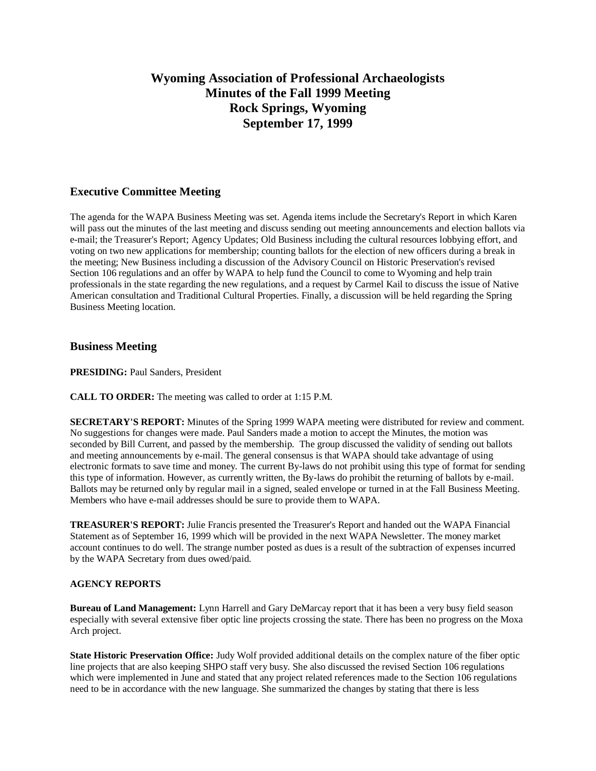# Wyoming Association of Professional Archaeologists
# Minutes of the Fall 1999 Meeting
# Rock Springs, Wyoming
# September 17, 1999

## Executive Committee Meeting

The agenda for the WAPA Business Meeting was set. Agenda items include the Secretary's Report in which Karen will pass out the minutes of the last meeting and discuss sending out meeting announcements and election ballots via e-mail; the Treasurer's Report; Agency Updates; Old Business including the cultural resources lobbying effort, and voting on two new applications for membership; counting ballots for the election of new officers during a break in the meeting; New Business including a discussion of the Advisory Council on Historic Preservation's revised Section 106 regulations and an offer by WAPA to help fund the Council to come to Wyoming and help train professionals in the state regarding the new regulations, and a request by Carmel Kail to discuss the issue of Native American consultation and Traditional Cultural Properties. Finally, a discussion will be held regarding the Spring Business Meeting location.

## Business Meeting

**PRESIDING:** Paul Sanders, President

**CALL TO ORDER:** The meeting was called to order at 1:15 P.M.

**SECRETARY'S REPORT:** Minutes of the Spring 1999 WAPA meeting were distributed for review and comment. No suggestions for changes were made. Paul Sanders made a motion to accept the Minutes, the motion was seconded by Bill Current, and passed by the membership. The group discussed the validity of sending out ballots and meeting announcements by e-mail. The general consensus is that WAPA should take advantage of using electronic formats to save time and money. The current By-laws do not prohibit using this type of format for sending this type of information. However, as currently written, the By-laws do prohibit the returning of ballots by e-mail. Ballots may be returned only by regular mail in a signed, sealed envelope or turned in at the Fall Business Meeting. Members who have e-mail addresses should be sure to provide them to WAPA.

**TREASURER'S REPORT:** Julie Francis presented the Treasurer's Report and handed out the WAPA Financial Statement as of September 16, 1999 which will be provided in the next WAPA Newsletter. The money market account continues to do well. The strange number posted as dues is a result of the subtraction of expenses incurred by the WAPA Secretary from dues owed/paid.

**AGENCY REPORTS**

**Bureau of Land Management:** Lynn Harrell and Gary DeMarcay report that it has been a very busy field season especially with several extensive fiber optic line projects crossing the state. There has been no progress on the Moxa Arch project.

**State Historic Preservation Office:** Judy Wolf provided additional details on the complex nature of the fiber optic line projects that are also keeping SHPO staff very busy. She also discussed the revised Section 106 regulations which were implemented in June and stated that any project related references made to the Section 106 regulations need to be in accordance with the new language. She summarized the changes by stating that there is less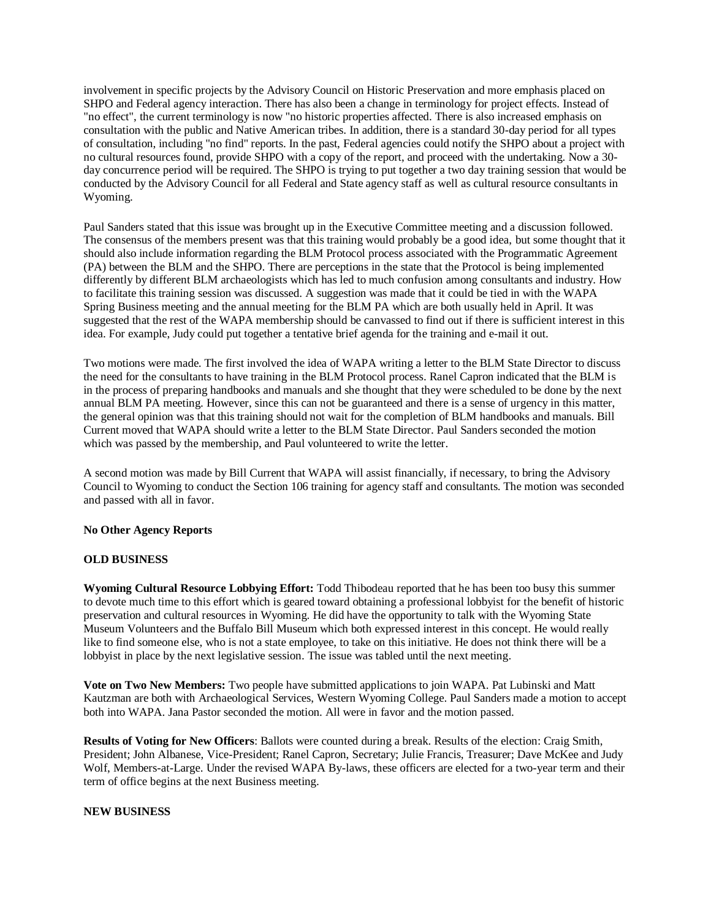involvement in specific projects by the Advisory Council on Historic Preservation and more emphasis placed on SHPO and Federal agency interaction. There has also been a change in terminology for project effects. Instead of "no effect", the current terminology is now "no historic properties affected. There is also increased emphasis on consultation with the public and Native American tribes. In addition, there is a standard 30-day period for all types of consultation, including "no find" reports. In the past, Federal agencies could notify the SHPO about a project with no cultural resources found, provide SHPO with a copy of the report, and proceed with the undertaking. Now a 30-day concurrence period will be required. The SHPO is trying to put together a two day training session that would be conducted by the Advisory Council for all Federal and State agency staff as well as cultural resource consultants in Wyoming.

Paul Sanders stated that this issue was brought up in the Executive Committee meeting and a discussion followed. The consensus of the members present was that this training would probably be a good idea, but some thought that it should also include information regarding the BLM Protocol process associated with the Programmatic Agreement (PA) between the BLM and the SHPO. There are perceptions in the state that the Protocol is being implemented differently by different BLM archaeologists which has led to much confusion among consultants and industry. How to facilitate this training session was discussed. A suggestion was made that it could be tied in with the WAPA Spring Business meeting and the annual meeting for the BLM PA which are both usually held in April. It was suggested that the rest of the WAPA membership should be canvassed to find out if there is sufficient interest in this idea. For example, Judy could put together a tentative brief agenda for the training and e-mail it out.

Two motions were made. The first involved the idea of WAPA writing a letter to the BLM State Director to discuss the need for the consultants to have training in the BLM Protocol process. Ranel Capron indicated that the BLM is in the process of preparing handbooks and manuals and she thought that they were scheduled to be done by the next annual BLM PA meeting. However, since this can not be guaranteed and there is a sense of urgency in this matter, the general opinion was that this training should not wait for the completion of BLM handbooks and manuals. Bill Current moved that WAPA should write a letter to the BLM State Director. Paul Sanders seconded the motion which was passed by the membership, and Paul volunteered to write the letter.

A second motion was made by Bill Current that WAPA will assist financially, if necessary, to bring the Advisory Council to Wyoming to conduct the Section 106 training for agency staff and consultants. The motion was seconded and passed with all in favor.

**No Other Agency Reports**

**OLD BUSINESS**

**Wyoming Cultural Resource Lobbying Effort:** Todd Thibodeau reported that he has been too busy this summer to devote much time to this effort which is geared toward obtaining a professional lobbyist for the benefit of historic preservation and cultural resources in Wyoming. He did have the opportunity to talk with the Wyoming State Museum Volunteers and the Buffalo Bill Museum which both expressed interest in this concept. He would really like to find someone else, who is not a state employee, to take on this initiative. He does not think there will be a lobbyist in place by the next legislative session. The issue was tabled until the next meeting.

**Vote on Two New Members:** Two people have submitted applications to join WAPA. Pat Lubinski and Matt Kautzman are both with Archaeological Services, Western Wyoming College. Paul Sanders made a motion to accept both into WAPA. Jana Pastor seconded the motion. All were in favor and the motion passed.

**Results of Voting for New Officers**: Ballots were counted during a break. Results of the election: Craig Smith, President; John Albanese, Vice-President; Ranel Capron, Secretary; Julie Francis, Treasurer; Dave McKee and Judy Wolf, Members-at-Large. Under the revised WAPA By-laws, these officers are elected for a two-year term and their term of office begins at the next Business meeting.

**NEW BUSINESS**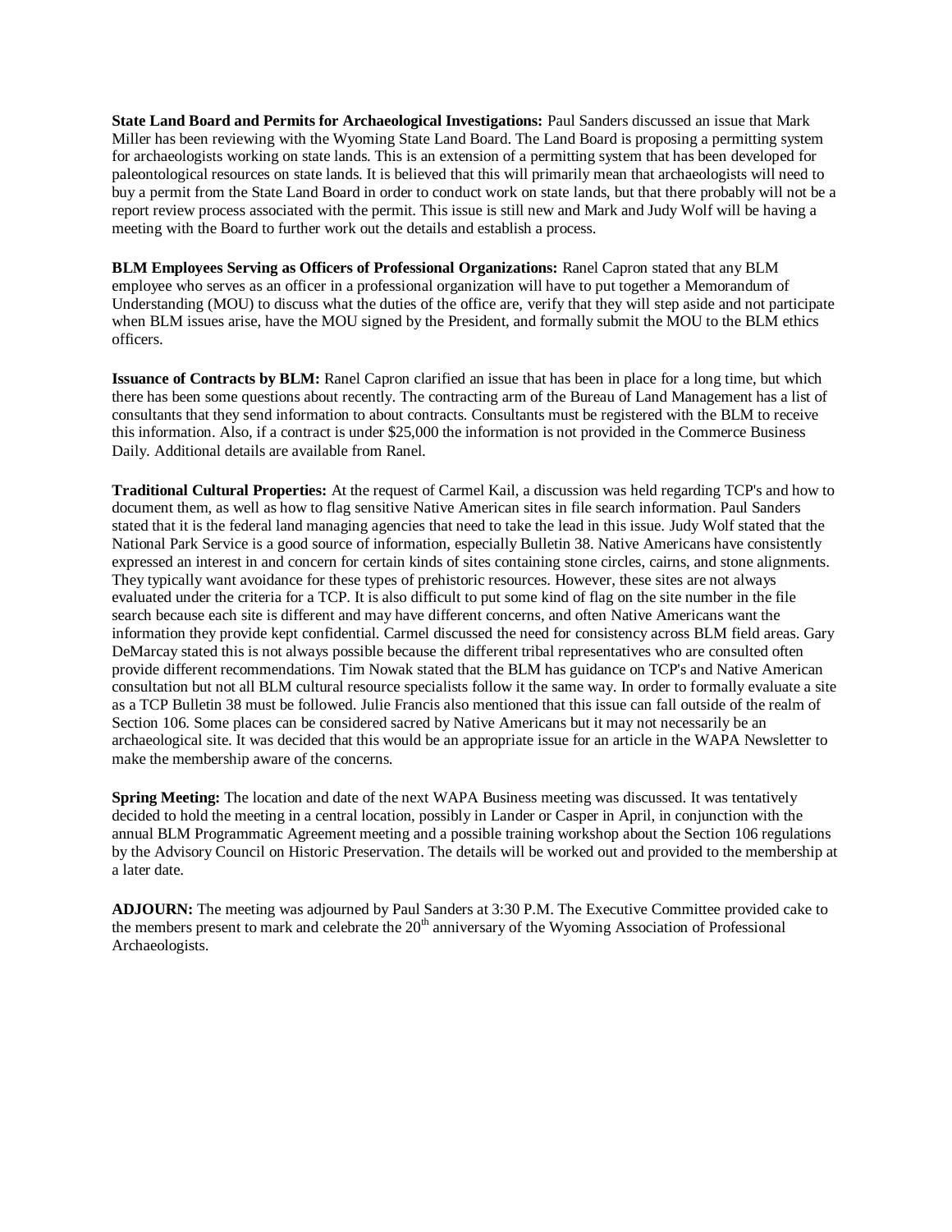**State Land Board and Permits for Archaeological Investigations:** Paul Sanders discussed an issue that Mark Miller has been reviewing with the Wyoming State Land Board. The Land Board is proposing a permitting system for archaeologists working on state lands. This is an extension of a permitting system that has been developed for paleontological resources on state lands. It is believed that this will primarily mean that archaeologists will need to buy a permit from the State Land Board in order to conduct work on state lands, but that there probably will not be a report review process associated with the permit. This issue is still new and Mark and Judy Wolf will be having a meeting with the Board to further work out the details and establish a process.

**BLM Employees Serving as Officers of Professional Organizations:** Ranel Capron stated that any BLM employee who serves as an officer in a professional organization will have to put together a Memorandum of Understanding (MOU) to discuss what the duties of the office are, verify that they will step aside and not participate when BLM issues arise, have the MOU signed by the President, and formally submit the MOU to the BLM ethics officers.

**Issuance of Contracts by BLM:** Ranel Capron clarified an issue that has been in place for a long time, but which there has been some questions about recently. The contracting arm of the Bureau of Land Management has a list of consultants that they send information to about contracts. Consultants must be registered with the BLM to receive this information. Also, if a contract is under $25,000 the information is not provided in the Commerce Business Daily. Additional details are available from Ranel.

**Traditional Cultural Properties:** At the request of Carmel Kail, a discussion was held regarding TCP's and how to document them, as well as how to flag sensitive Native American sites in file search information. Paul Sanders stated that it is the federal land managing agencies that need to take the lead in this issue. Judy Wolf stated that the National Park Service is a good source of information, especially Bulletin 38. Native Americans have consistently expressed an interest in and concern for certain kinds of sites containing stone circles, cairns, and stone alignments. They typically want avoidance for these types of prehistoric resources. However, these sites are not always evaluated under the criteria for a TCP. It is also difficult to put some kind of flag on the site number in the file search because each site is different and may have different concerns, and often Native Americans want the information they provide kept confidential. Carmel discussed the need for consistency across BLM field areas. Gary DeMarcay stated this is not always possible because the different tribal representatives who are consulted often provide different recommendations. Tim Nowak stated that the BLM has guidance on TCP's and Native American consultation but not all BLM cultural resource specialists follow it the same way. In order to formally evaluate a site as a TCP Bulletin 38 must be followed. Julie Francis also mentioned that this issue can fall outside of the realm of Section 106. Some places can be considered sacred by Native Americans but it may not necessarily be an archaeological site. It was decided that this would be an appropriate issue for an article in the WAPA Newsletter to make the membership aware of the concerns.

**Spring Meeting:** The location and date of the next WAPA Business meeting was discussed. It was tentatively decided to hold the meeting in a central location, possibly in Lander or Casper in April, in conjunction with the annual BLM Programmatic Agreement meeting and a possible training workshop about the Section 106 regulations by the Advisory Council on Historic Preservation. The details will be worked out and provided to the membership at a later date.

**ADJOURN:** The meeting was adjourned by Paul Sanders at 3:30 P.M. The Executive Committee provided cake to the members present to mark and celebrate the 20th anniversary of the Wyoming Association of Professional Archaeologists.